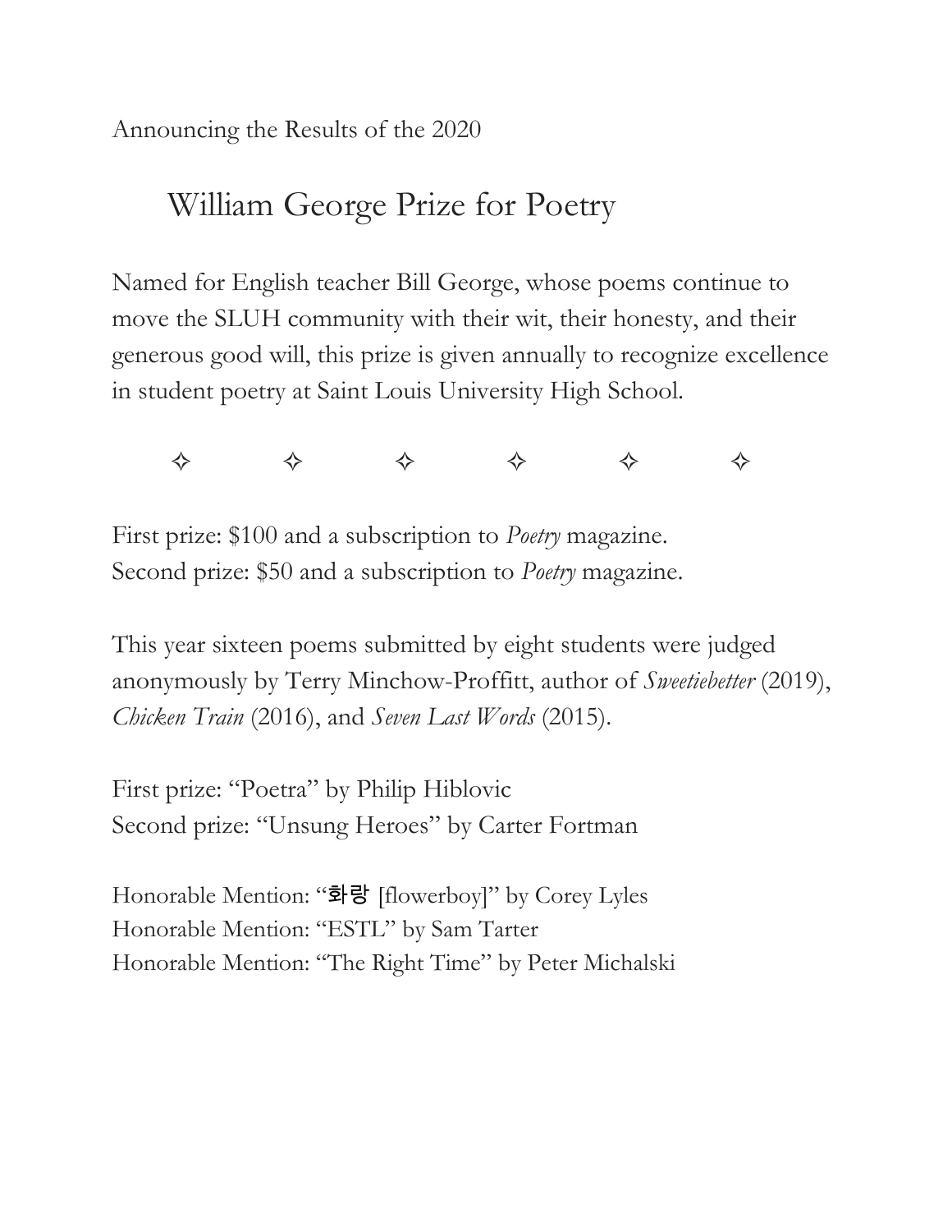Announcing the Results of the 2020

# William George Prize for Poetry

Named for English teacher Bill George, whose poems continue to move the SLUH community with their wit, their honesty, and their generous good will, this prize is given annually to recognize excellence in student poetry at Saint Louis University High School.

✧ ✧ ✧ ✧ ✧ ✧

First prize: $100 and a subscription to *Poetry* magazine.
Second prize: $50 and a subscription to *Poetry* magazine.

This year sixteen poems submitted by eight students were judged anonymously by Terry Minchow-Proffitt, author of *Sweetiebetter* (2019), *Chicken Train* (2016), and *Seven Last Words* (2015).

First prize: "Poetra" by Philip Hiblovic
Second prize: "Unsung Heroes" by Carter Fortman

Honorable Mention: "화랑 [flowerboy]" by Corey Lyles
Honorable Mention: "ESTL" by Sam Tarter
Honorable Mention: "The Right Time" by Peter Michalski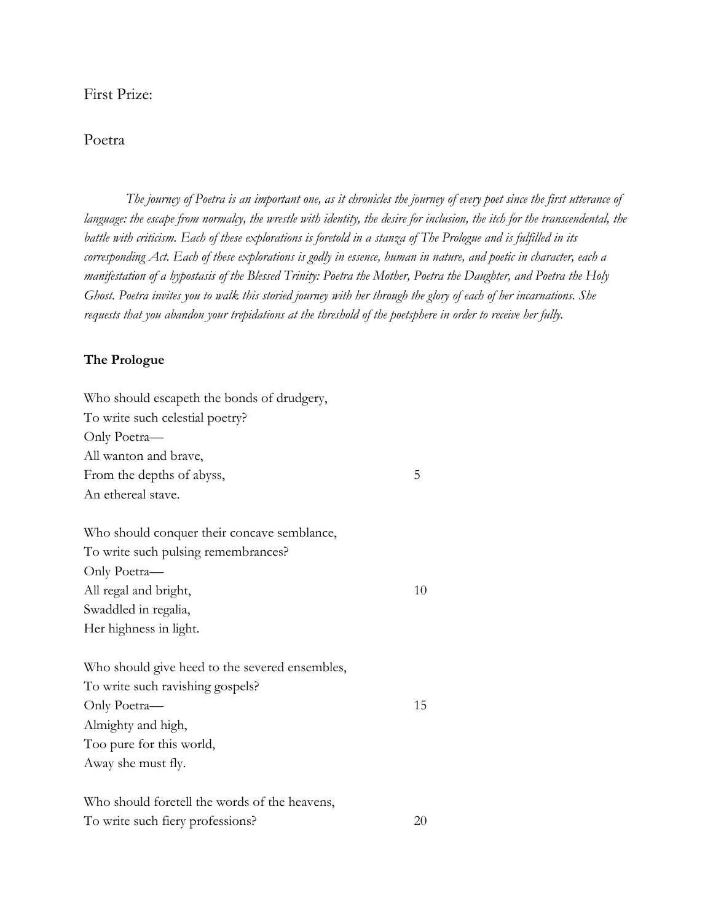First Prize:

Poetra

*The journey of Poetra is an important one, as it chronicles the journey of every poet since the first utterance of language: the escape from normalcy, the wrestle with identity, the desire for inclusion, the itch for the transcendental, the battle with criticism. Each of these explorations is foretold in a stanza of The Prologue and is fulfilled in its corresponding Act. Each of these explorations is godly in essence, human in nature, and poetic in character, each a manifestation of a hypostasis of the Blessed Trinity: Poetra the Mother, Poetra the Daughter, and Poetra the Holy Ghost. Poetra invites you to walk this storied journey with her through the glory of each of her incarnations. She requests that you abandon your trepidations at the threshold of the poetsphere in order to receive her fully.*

**The Prologue**

Who should escapeth the bonds of drudgery,
To write such celestial poetry?
Only Poetra—
All wanton and brave,
From the depths of abyss, 5
An ethereal stave.

Who should conquer their concave semblance,
To write such pulsing remembrances?
Only Poetra—
All regal and bright, 10
Swaddled in regalia,
Her highness in light.

Who should give heed to the severed ensembles,
To write such ravishing gospels?
Only Poetra— 15
Almighty and high,
Too pure for this world,
Away she must fly.

Who should foretell the words of the heavens,
To write such fiery professions? 20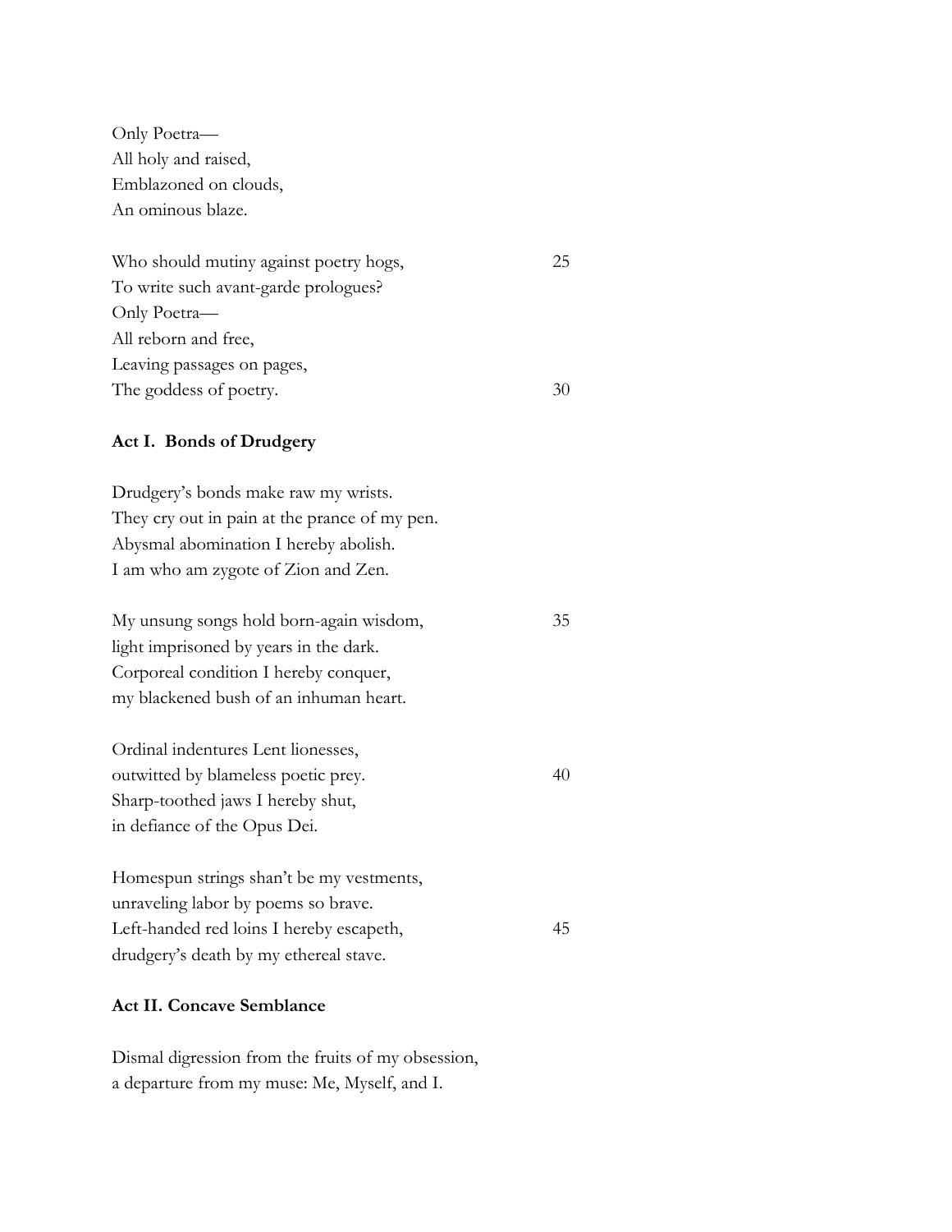Only Poetra—
All holy and raised,
Emblazoned on clouds,
An ominous blaze.

Who should mutiny against poetry hogs, 25
To write such avant-garde prologues?
Only Poetra—
All reborn and free,
Leaving passages on pages,
The goddess of poetry. 30

**Act I. Bonds of Drudgery**

Drudgery's bonds make raw my wrists.
They cry out in pain at the prance of my pen.
Abysmal abomination I hereby abolish.
I am who am zygote of Zion and Zen.

My unsung songs hold born-again wisdom, 35
light imprisoned by years in the dark.
Corporeal condition I hereby conquer,
my blackened bush of an inhuman heart.

Ordinal indentures Lent lionesses,
outwitted by blameless poetic prey. 40
Sharp-toothed jaws I hereby shut,
in defiance of the Opus Dei.

Homespun strings shan't be my vestments,
unraveling labor by poems so brave.
Left-handed red loins I hereby escapeth, 45
drudgery's death by my ethereal stave.

**Act II. Concave Semblance**

Dismal digression from the fruits of my obsession,
a departure from my muse: Me, Myself, and I.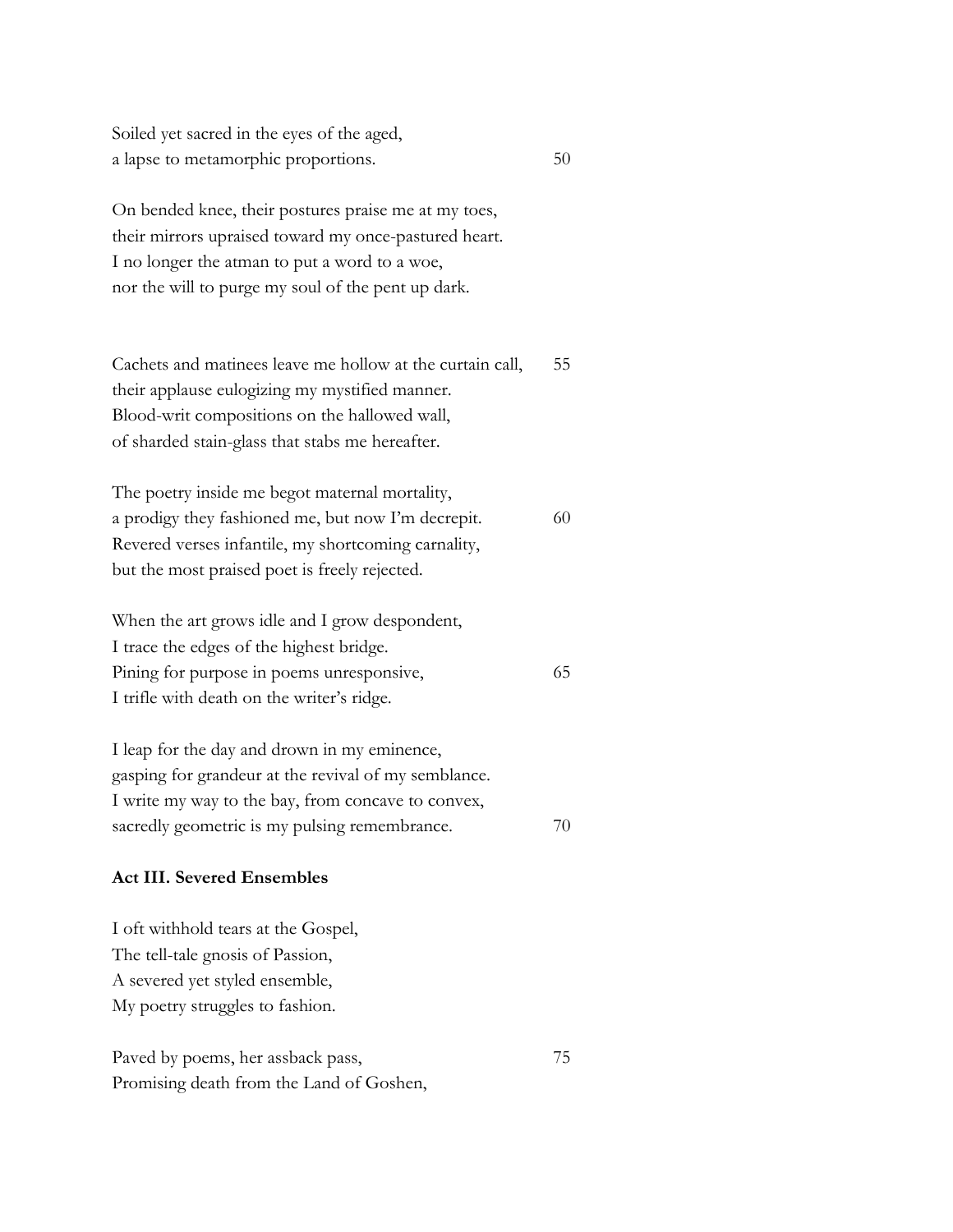Soiled yet sacred in the eyes of the aged,
a lapse to metamorphic proportions. 50

On bended knee, their postures praise me at my toes,
their mirrors upraised toward my once-pastured heart.
I no longer the atman to put a word to a woe,
nor the will to purge my soul of the pent up dark.

Cachets and matinees leave me hollow at the curtain call, 55
their applause eulogizing my mystified manner.
Blood-writ compositions on the hallowed wall,
of sharded stain-glass that stabs me hereafter.

The poetry inside me begot maternal mortality,
a prodigy they fashioned me, but now I'm decrepit. 60
Revered verses infantile, my shortcoming carnality,
but the most praised poet is freely rejected.

When the art grows idle and I grow despondent,
I trace the edges of the highest bridge.
Pining for purpose in poems unresponsive, 65
I trifle with death on the writer's ridge.

I leap for the day and drown in my eminence,
gasping for grandeur at the revival of my semblance.
I write my way to the bay, from concave to convex,
sacredly geometric is my pulsing remembrance. 70

**Act III. Severed Ensembles**

I oft withhold tears at the Gospel,
The tell-tale gnosis of Passion,
A severed yet styled ensemble,
My poetry struggles to fashion.

Paved by poems, her assback pass, 75
Promising death from the Land of Goshen,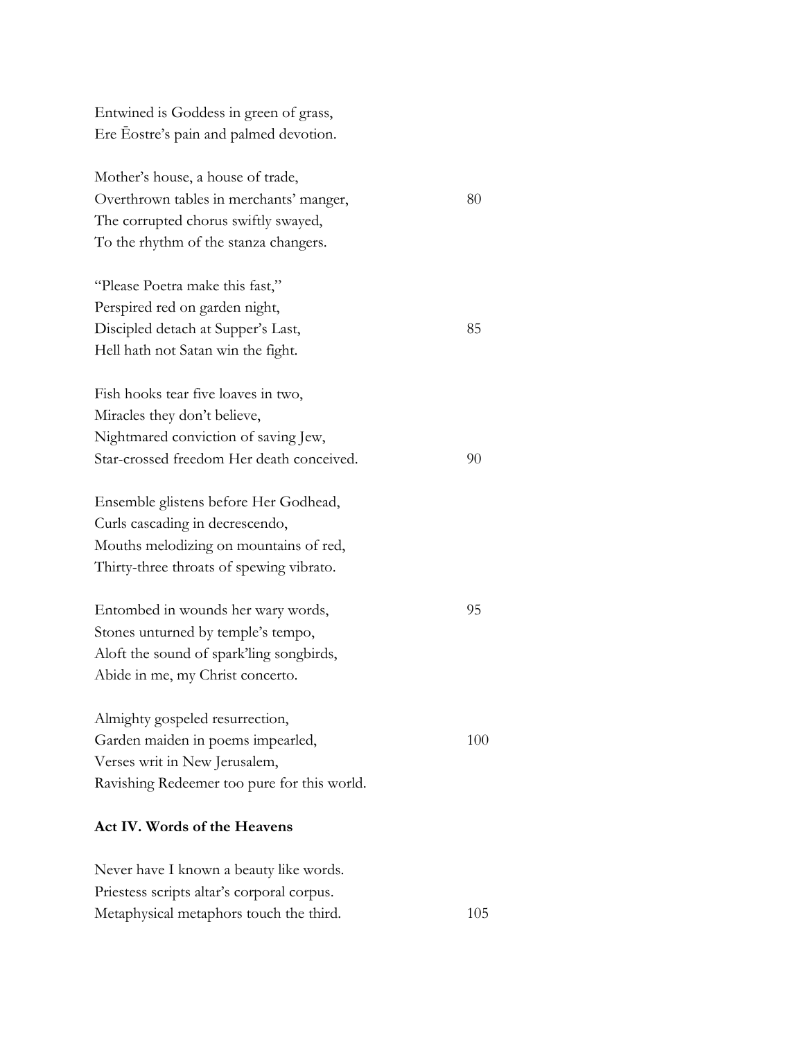Entwined is Goddess in green of grass,
Ere Ēostre's pain and palmed devotion.

Mother's house, a house of trade,
Overthrown tables in merchants' manger, 80
The corrupted chorus swiftly swayed,
To the rhythm of the stanza changers.

"Please Poetra make this fast,"
Perspired red on garden night,
Discipled detach at Supper's Last, 85
Hell hath not Satan win the fight.

Fish hooks tear five loaves in two,
Miracles they don't believe,
Nightmared conviction of saving Jew,
Star-crossed freedom Her death conceived. 90

Ensemble glistens before Her Godhead,
Curls cascading in decrescendo,
Mouths melodizing on mountains of red,
Thirty-three throats of spewing vibrato.

Entombed in wounds her wary words, 95
Stones unturned by temple's tempo,
Aloft the sound of spark'ling songbirds,
Abide in me, my Christ concerto.

Almighty gospeled resurrection,
Garden maiden in poems impearled, 100
Verses writ in New Jerusalem,
Ravishing Redeemer too pure for this world.

**Act IV. Words of the Heavens**

Never have I known a beauty like words.
Priestess scripts altar's corporal corpus.
Metaphysical metaphors touch the third. 105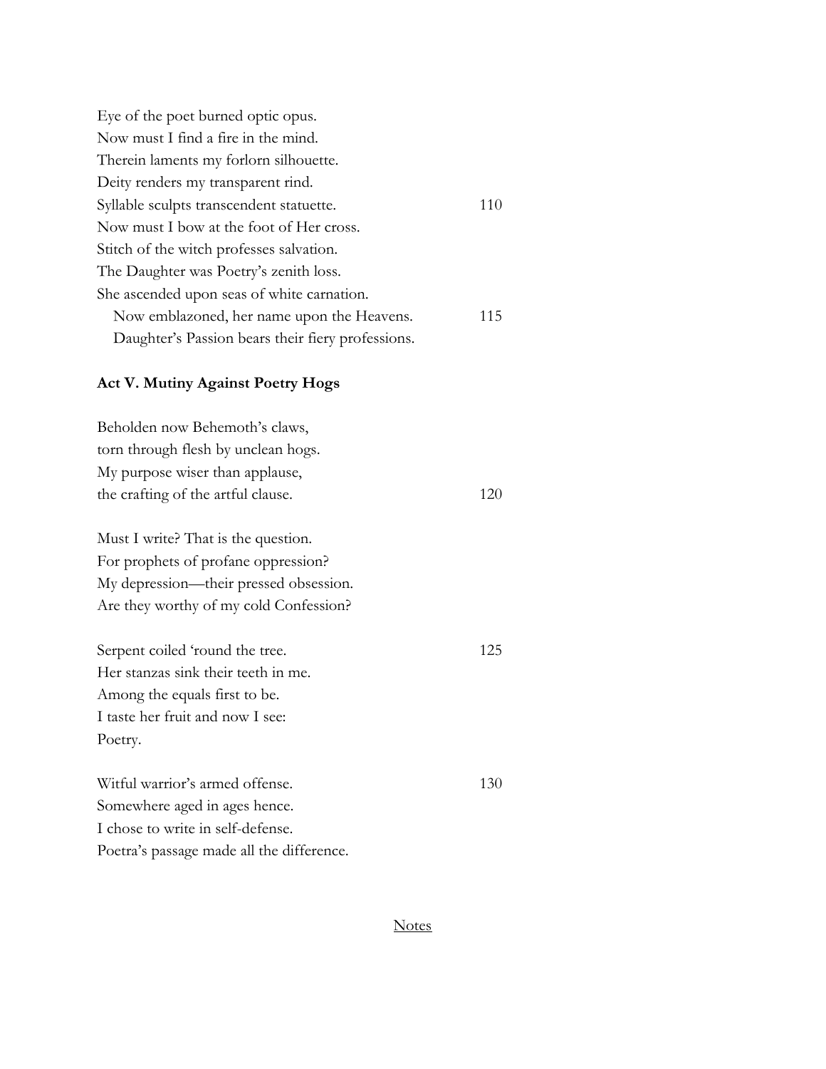Eye of the poet burned optic opus.  
Now must I find a fire in the mind.  
Therein laments my forlorn silhouette.  
Deity renders my transparent rind.  
Syllable sculpts transcendent statuette. 110  
Now must I bow at the foot of Her cross.  
Stitch of the witch professes salvation.  
The Daughter was Poetry's zenith loss.  
She ascended upon seas of white carnation.  
  Now emblazoned, her name upon the Heavens. 115  
  Daughter's Passion bears their fiery professions.

**Act V. Mutiny Against Poetry Hogs**

Beholden now Behemoth's claws,  
torn through flesh by unclean hogs.  
My purpose wiser than applause,  
the crafting of the artful clause. 120

Must I write? That is the question.  
For prophets of profane oppression?  
My depression—their pressed obsession.  
Are they worthy of my cold Confession?

Serpent coiled 'round the tree. 125  
Her stanzas sink their teeth in me.  
Among the equals first to be.  
I taste her fruit and now I see:  
Poetry.

Witful warrior's armed offense. 130  
Somewhere aged in ages hence.  
I chose to write in self-defense.  
Poetra's passage made all the difference.

Notes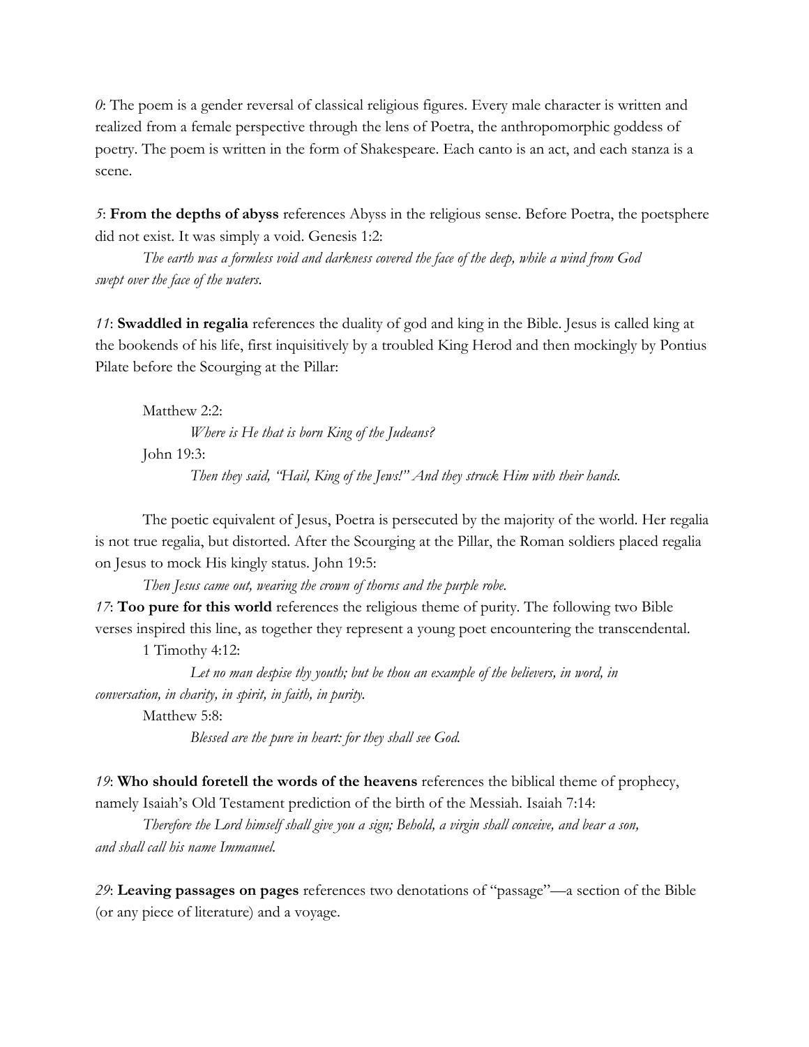*0*: The poem is a gender reversal of classical religious figures. Every male character is written and realized from a female perspective through the lens of Poetra, the anthropomorphic goddess of poetry. The poem is written in the form of Shakespeare. Each canto is an act, and each stanza is a scene.

*5*: **From the depths of abyss** references Abyss in the religious sense. Before Poetra, the poetsphere did not exist. It was simply a void. Genesis 1:2:

> *The earth was a formless void and darkness covered the face of the deep, while a wind from God swept over the face of the waters.*

*11*: **Swaddled in regalia** references the duality of god and king in the Bible. Jesus is called king at the bookends of his life, first inquisitively by a troubled King Herod and then mockingly by Pontius Pilate before the Scourging at the Pillar:

> Matthew 2:2:
>
> > *Where is He that is born King of the Judeans?*
>
> John 19:3:
>
> > *Then they said, "Hail, King of the Jews!" And they struck Him with their hands.*

The poetic equivalent of Jesus, Poetra is persecuted by the majority of the world. Her regalia is not true regalia, but distorted. After the Scourging at the Pillar, the Roman soldiers placed regalia on Jesus to mock His kingly status. John 19:5:

> *Then Jesus came out, wearing the crown of thorns and the purple robe.*

*17*: **Too pure for this world** references the religious theme of purity. The following two Bible verses inspired this line, as together they represent a young poet encountering the transcendental.

> 1 Timothy 4:12:
>
> > *Let no man despise thy youth; but be thou an example of the believers, in word, in conversation, in charity, in spirit, in faith, in purity.*
>
> Matthew 5:8:
>
> > *Blessed are the pure in heart: for they shall see God.*

*19*: **Who should foretell the words of the heavens** references the biblical theme of prophecy, namely Isaiah's Old Testament prediction of the birth of the Messiah. Isaiah 7:14:

> *Therefore the Lord himself shall give you a sign; Behold, a virgin shall conceive, and bear a son, and shall call his name Immanuel.*

*29*: **Leaving passages on pages** references two denotations of "passage"—a section of the Bible (or any piece of literature) and a voyage.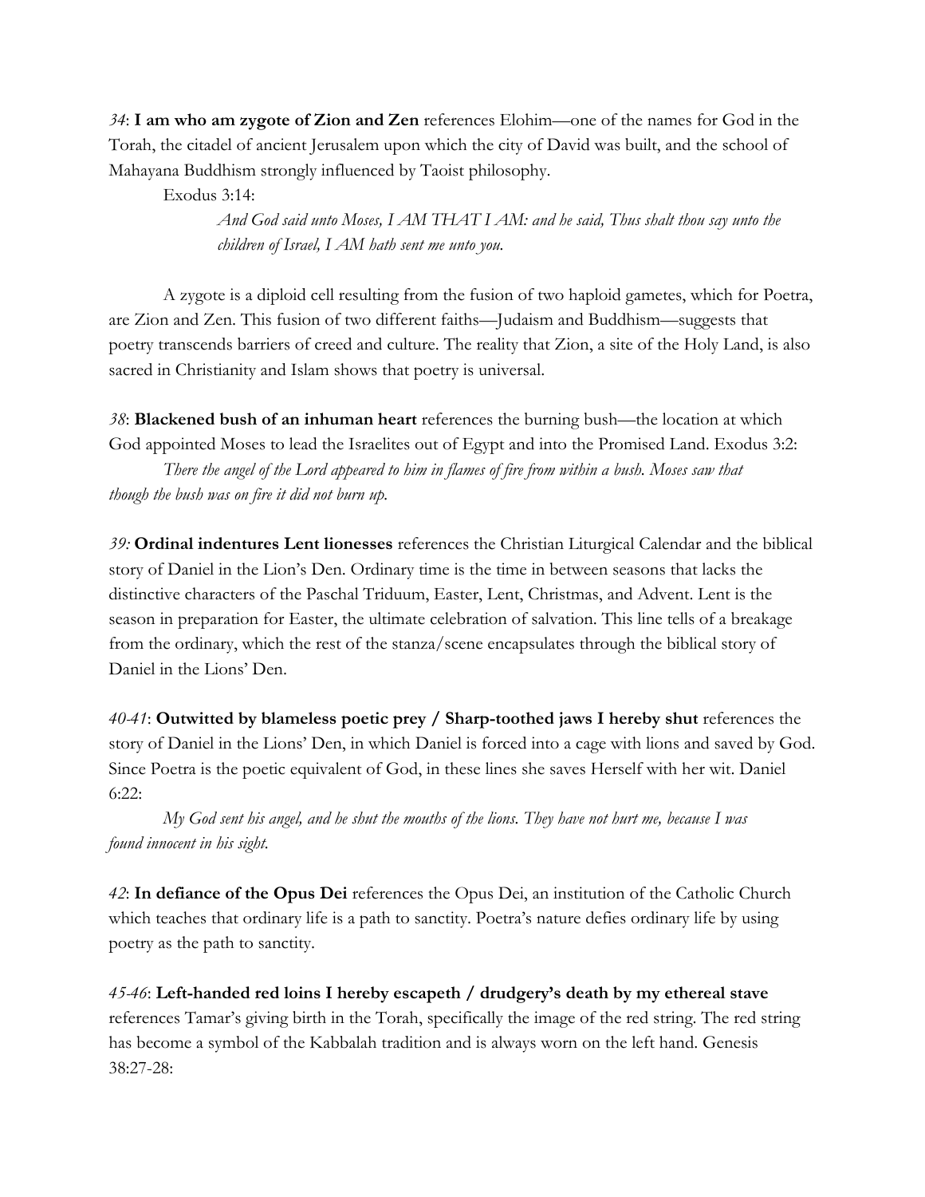*34*: **I am who am zygote of Zion and Zen** references Elohim—one of the names for God in the Torah, the citadel of ancient Jerusalem upon which the city of David was built, and the school of Mahayana Buddhism strongly influenced by Taoist philosophy.

Exodus 3:14:

> *And God said unto Moses, I AM THAT I AM: and he said, Thus shalt thou say unto the children of Israel, I AM hath sent me unto you.*

A zygote is a diploid cell resulting from the fusion of two haploid gametes, which for Poetra, are Zion and Zen. This fusion of two different faiths—Judaism and Buddhism—suggests that poetry transcends barriers of creed and culture. The reality that Zion, a site of the Holy Land, is also sacred in Christianity and Islam shows that poetry is universal.

*38*: **Blackened bush of an inhuman heart** references the burning bush—the location at which God appointed Moses to lead the Israelites out of Egypt and into the Promised Land. Exodus 3:2:

*There the angel of the Lord appeared to him in flames of fire from within a bush. Moses saw that though the bush was on fire it did not burn up.*

*39:* **Ordinal indentures Lent lionesses** references the Christian Liturgical Calendar and the biblical story of Daniel in the Lion's Den. Ordinary time is the time in between seasons that lacks the distinctive characters of the Paschal Triduum, Easter, Lent, Christmas, and Advent. Lent is the season in preparation for Easter, the ultimate celebration of salvation. This line tells of a breakage from the ordinary, which the rest of the stanza/scene encapsulates through the biblical story of Daniel in the Lions' Den.

*40-41*: **Outwitted by blameless poetic prey / Sharp-toothed jaws I hereby shut** references the story of Daniel in the Lions' Den, in which Daniel is forced into a cage with lions and saved by God. Since Poetra is the poetic equivalent of God, in these lines she saves Herself with her wit. Daniel 6:22:

*My God sent his angel, and he shut the mouths of the lions. They have not hurt me, because I was found innocent in his sight.*

*42*: **In defiance of the Opus Dei** references the Opus Dei, an institution of the Catholic Church which teaches that ordinary life is a path to sanctity. Poetra's nature defies ordinary life by using poetry as the path to sanctity.

*45-46*: **Left-handed red loins I hereby escapeth / drudgery's death by my ethereal stave** references Tamar's giving birth in the Torah, specifically the image of the red string. The red string has become a symbol of the Kabbalah tradition and is always worn on the left hand. Genesis 38:27-28: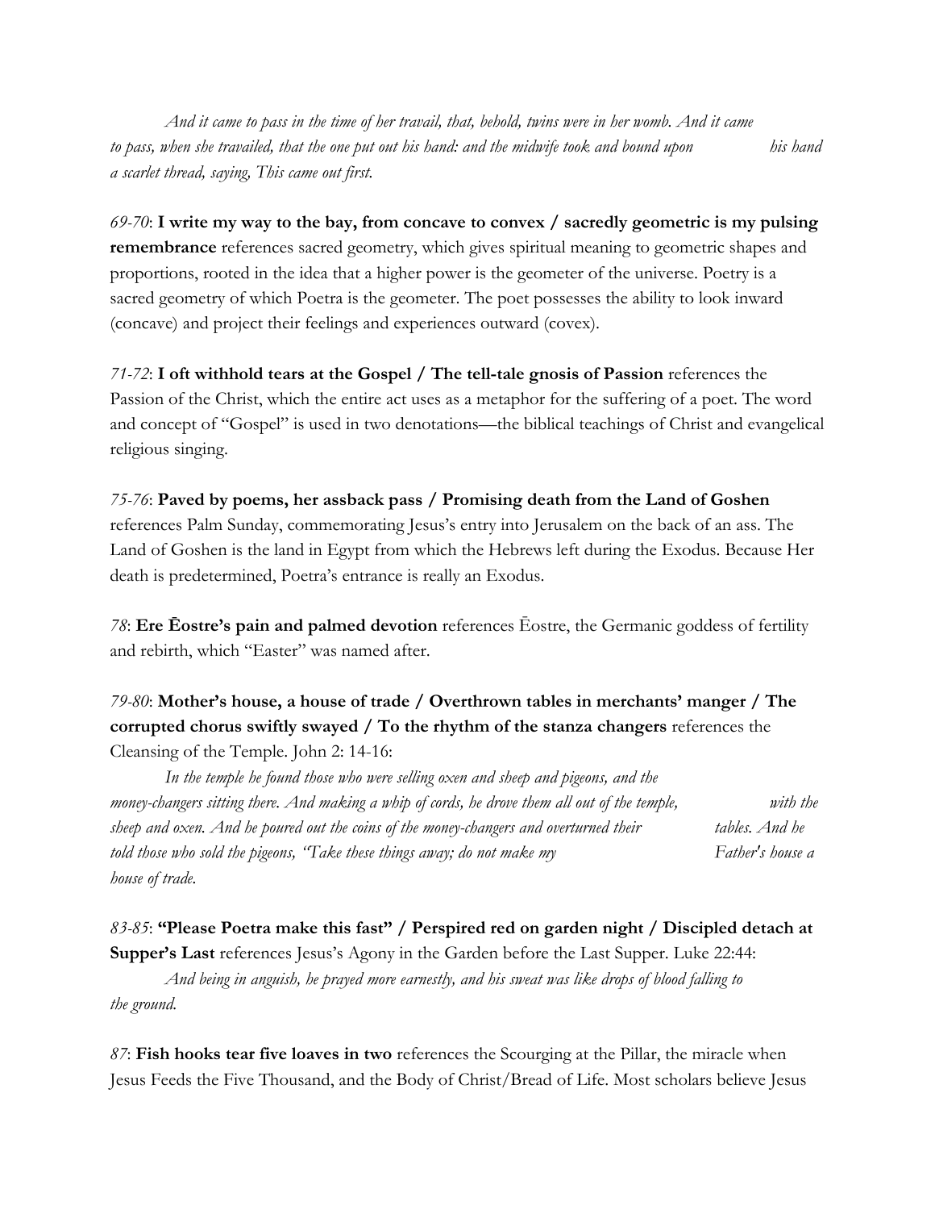*And it came to pass in the time of her travail, that, behold, twins were in her womb. And it came to pass, when she travailed, that the one put out his hand: and the midwife took and bound upon his hand a scarlet thread, saying, This came out first.*

*69-70*: **I write my way to the bay, from concave to convex / sacredly geometric is my pulsing remembrance** references sacred geometry, which gives spiritual meaning to geometric shapes and proportions, rooted in the idea that a higher power is the geometer of the universe. Poetry is a sacred geometry of which Poetra is the geometer. The poet possesses the ability to look inward (concave) and project their feelings and experiences outward (covex).

*71-72*: **I oft withhold tears at the Gospel / The tell-tale gnosis of Passion** references the Passion of the Christ, which the entire act uses as a metaphor for the suffering of a poet. The word and concept of "Gospel" is used in two denotations—the biblical teachings of Christ and evangelical religious singing.

*75-76*: **Paved by poems, her assback pass / Promising death from the Land of Goshen** references Palm Sunday, commemorating Jesus's entry into Jerusalem on the back of an ass. The Land of Goshen is the land in Egypt from which the Hebrews left during the Exodus. Because Her death is predetermined, Poetra's entrance is really an Exodus.

*78*: **Ere Ēostre's pain and palmed devotion** references Ēostre, the Germanic goddess of fertility and rebirth, which "Easter" was named after.

*79-80*: **Mother's house, a house of trade / Overthrown tables in merchants' manger / The corrupted chorus swiftly swayed / To the rhythm of the stanza changers** references the Cleansing of the Temple. John 2: 14-16:

*In the temple he found those who were selling oxen and sheep and pigeons, and the money-changers sitting there. And making a whip of cords, he drove them all out of the temple, with the sheep and oxen. And he poured out the coins of the money-changers and overturned their tables. And he told those who sold the pigeons, "Take these things away; do not make my Father's house a house of trade.*

*83-85*: **"Please Poetra make this fast" / Perspired red on garden night / Discipled detach at Supper's Last** references Jesus's Agony in the Garden before the Last Supper. Luke 22:44:

*And being in anguish, he prayed more earnestly, and his sweat was like drops of blood falling to the ground.*

*87*: **Fish hooks tear five loaves in two** references the Scourging at the Pillar, the miracle when Jesus Feeds the Five Thousand, and the Body of Christ/Bread of Life. Most scholars believe Jesus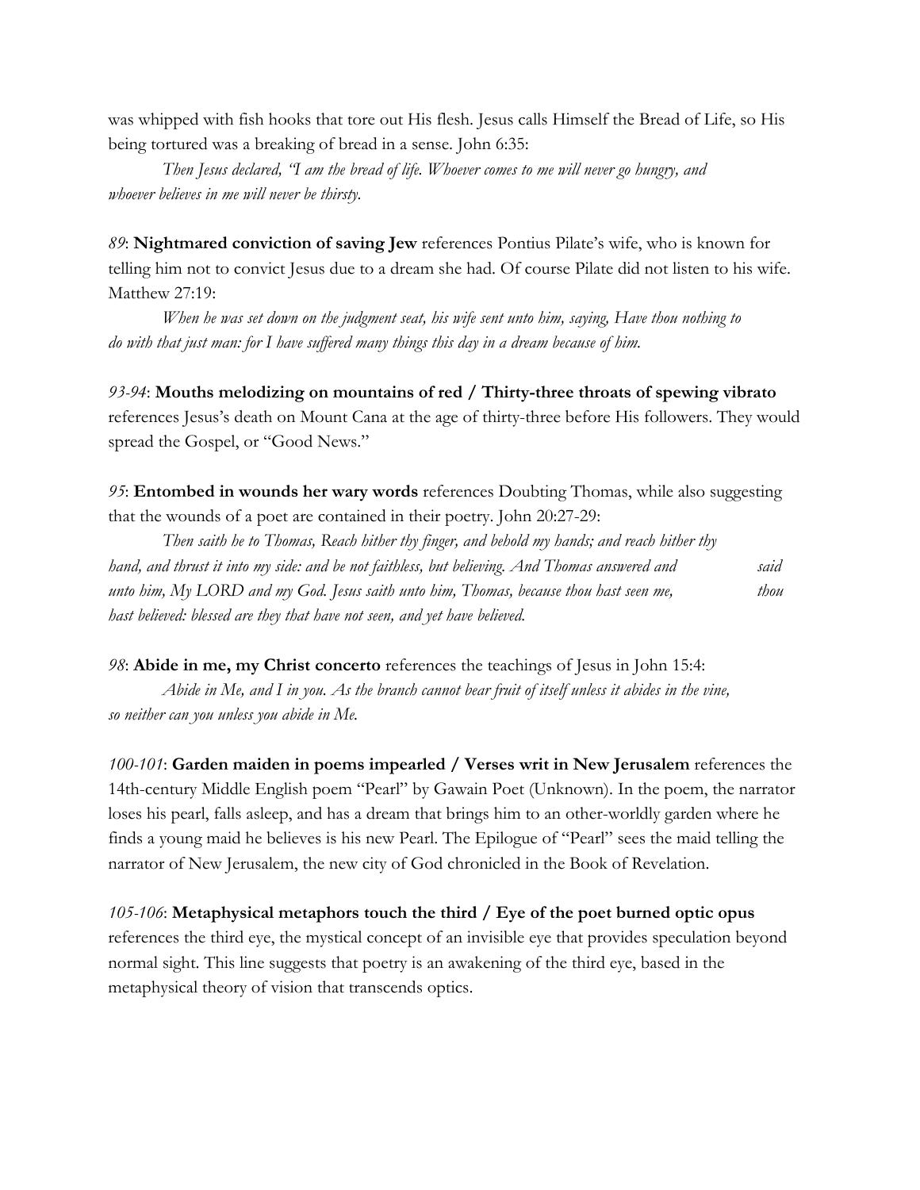was whipped with fish hooks that tore out His flesh. Jesus calls Himself the Bread of Life, so His being tortured was a breaking of bread in a sense. John 6:35:

*Then Jesus declared, "I am the bread of life. Whoever comes to me will never go hungry, and whoever believes in me will never be thirsty.*

*89*: **Nightmared conviction of saving Jew** references Pontius Pilate's wife, who is known for telling him not to convict Jesus due to a dream she had. Of course Pilate did not listen to his wife. Matthew 27:19:

*When he was set down on the judgment seat, his wife sent unto him, saying, Have thou nothing to do with that just man: for I have suffered many things this day in a dream because of him.*

*93-94*: **Mouths melodizing on mountains of red / Thirty-three throats of spewing vibrato** references Jesus's death on Mount Cana at the age of thirty-three before His followers. They would spread the Gospel, or "Good News."

*95*: **Entombed in wounds her wary words** references Doubting Thomas, while also suggesting that the wounds of a poet are contained in their poetry. John 20:27-29:

*Then saith he to Thomas, Reach hither thy finger, and behold my hands; and reach hither thy hand, and thrust it into my side: and be not faithless, but believing. And Thomas answered and said unto him, My LORD and my God. Jesus saith unto him, Thomas, because thou hast seen me, thou hast believed: blessed are they that have not seen, and yet have believed.*

*98*: **Abide in me, my Christ concerto** references the teachings of Jesus in John 15:4:

*Abide in Me, and I in you. As the branch cannot bear fruit of itself unless it abides in the vine, so neither can you unless you abide in Me.*

*100-101*: **Garden maiden in poems impearled / Verses writ in New Jerusalem** references the 14th-century Middle English poem "Pearl" by Gawain Poet (Unknown). In the poem, the narrator loses his pearl, falls asleep, and has a dream that brings him to an other-worldly garden where he finds a young maid he believes is his new Pearl. The Epilogue of "Pearl" sees the maid telling the narrator of New Jerusalem, the new city of God chronicled in the Book of Revelation.

*105-106*: **Metaphysical metaphors touch the third / Eye of the poet burned optic opus** references the third eye, the mystical concept of an invisible eye that provides speculation beyond normal sight. This line suggests that poetry is an awakening of the third eye, based in the metaphysical theory of vision that transcends optics.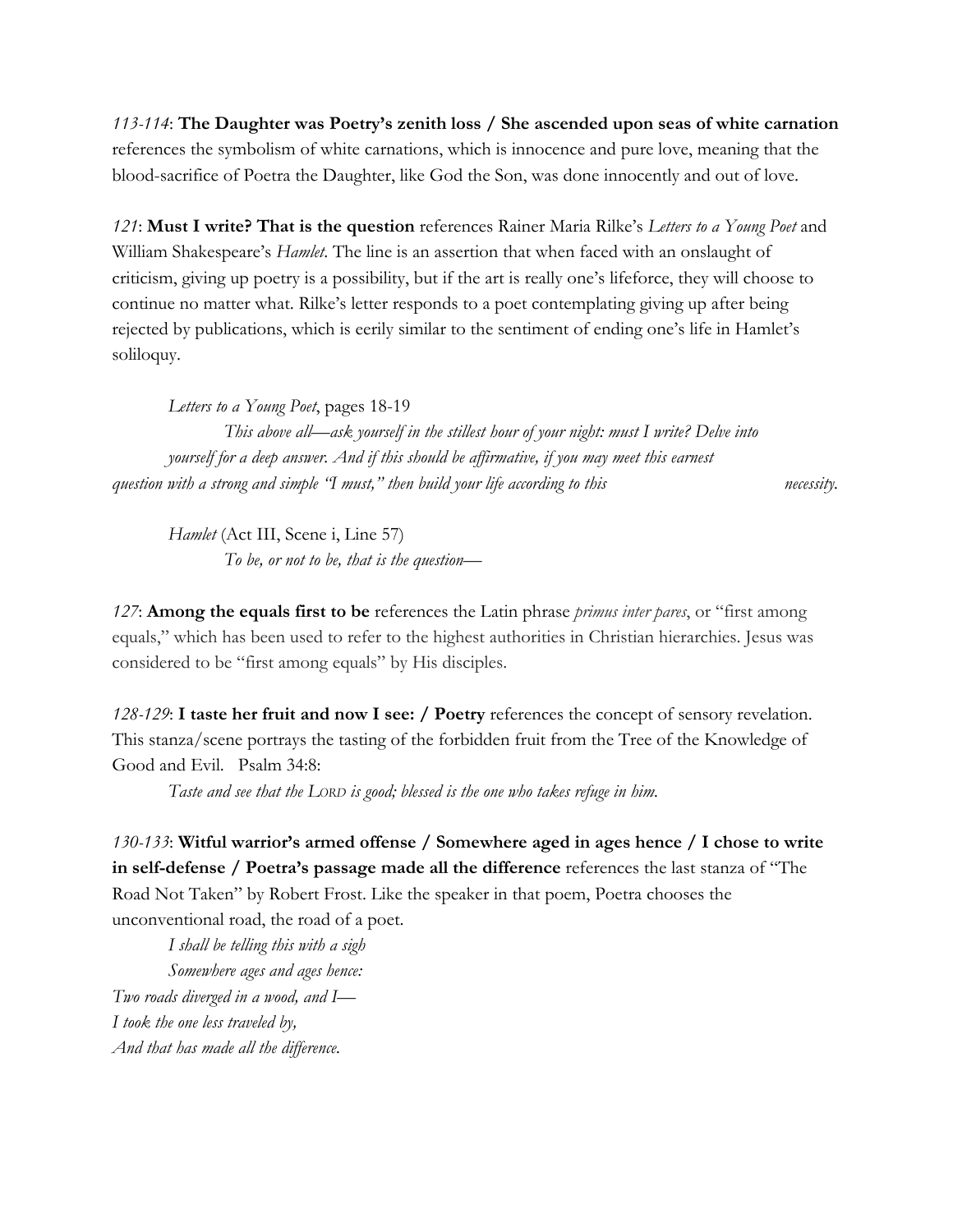*113-114*: **The Daughter was Poetry's zenith loss / She ascended upon seas of white carnation** references the symbolism of white carnations, which is innocence and pure love, meaning that the blood-sacrifice of Poetra the Daughter, like God the Son, was done innocently and out of love.

*121*: **Must I write? That is the question** references Rainer Maria Rilke's *Letters to a Young Poet* and William Shakespeare's *Hamlet*. The line is an assertion that when faced with an onslaught of criticism, giving up poetry is a possibility, but if the art is really one's lifeforce, they will choose to continue no matter what. Rilke's letter responds to a poet contemplating giving up after being rejected by publications, which is eerily similar to the sentiment of ending one's life in Hamlet's soliloquy.

> *Letters to a Young Poet*, pages 18-19
>
> *This above all—ask yourself in the stillest hour of your night: must I write? Delve into yourself for a deep answer. And if this should be affirmative, if you may meet this earnest question with a strong and simple "I must," then build your life according to this necessity.*

> *Hamlet* (Act III, Scene i, Line 57)
>
> *To be, or not to be, that is the question—*

*127*: **Among the equals first to be** references the Latin phrase *primus inter pares*, or "first among equals," which has been used to refer to the highest authorities in Christian hierarchies. Jesus was considered to be "first among equals" by His disciples.

*128-129*: **I taste her fruit and now I see: / Poetry** references the concept of sensory revelation. This stanza/scene portrays the tasting of the forbidden fruit from the Tree of the Knowledge of Good and Evil. Psalm 34:8:

> *Taste and see that the LORD is good; blessed is the one who takes refuge in him.*

*130-133*: **Witful warrior's armed offense / Somewhere aged in ages hence / I chose to write in self-defense / Poetra's passage made all the difference** references the last stanza of "The Road Not Taken" by Robert Frost. Like the speaker in that poem, Poetra chooses the unconventional road, the road of a poet.

> *I shall be telling this with a sigh*
> *Somewhere ages and ages hence:*
> *Two roads diverged in a wood, and I—*
> *I took the one less traveled by,*
> *And that has made all the difference.*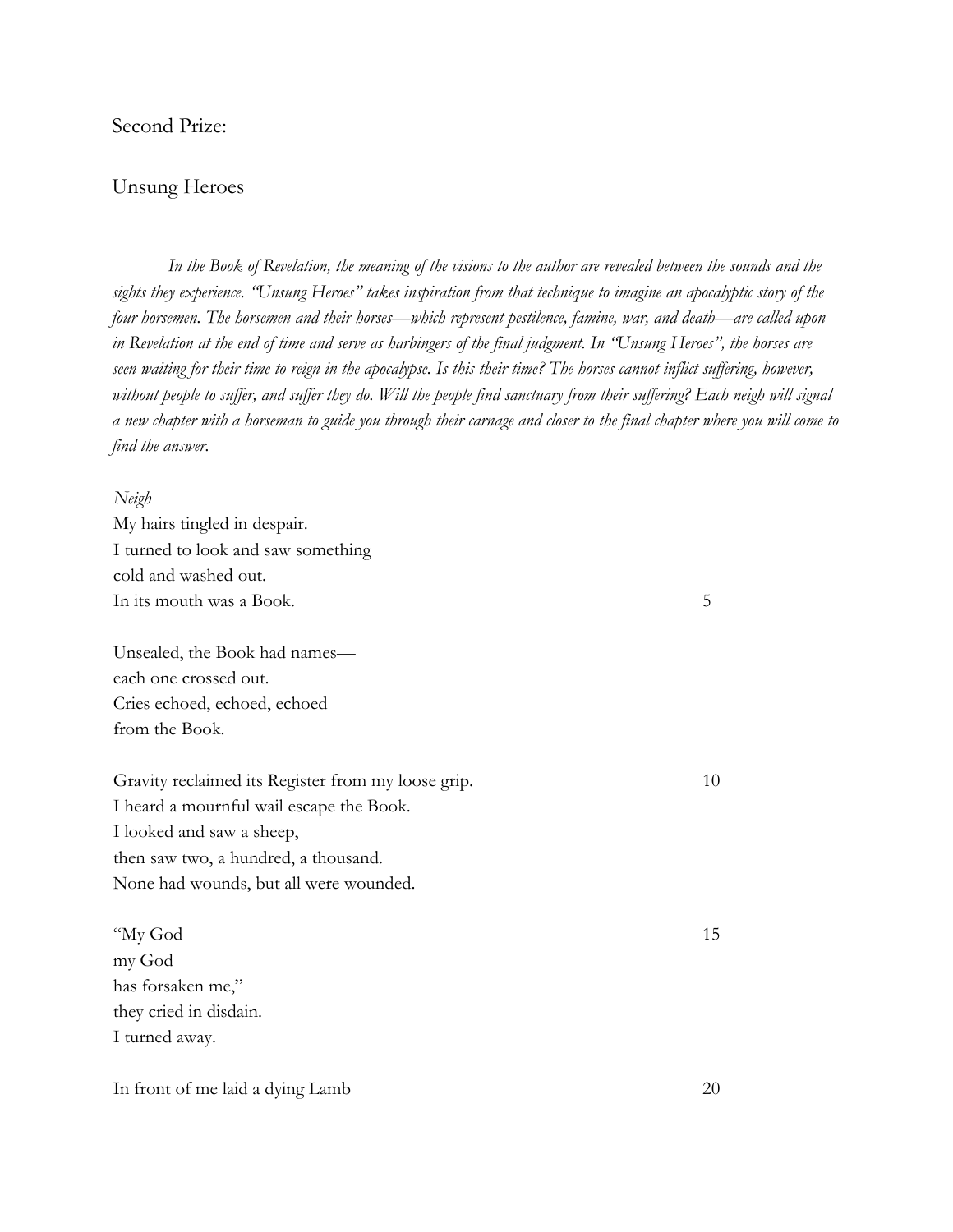Second Prize:

## Unsung Heroes

*In the Book of Revelation, the meaning of the visions to the author are revealed between the sounds and the sights they experience. "Unsung Heroes" takes inspiration from that technique to imagine an apocalyptic story of the four horsemen. The horsemen and their horses—which represent pestilence, famine, war, and death—are called upon in Revelation at the end of time and serve as harbingers of the final judgment. In "Unsung Heroes", the horses are seen waiting for their time to reign in the apocalypse. Is this their time? The horses cannot inflict suffering, however, without people to suffer, and suffer they do. Will the people find sanctuary from their suffering? Each neigh will signal a new chapter with a horseman to guide you through their carnage and closer to the final chapter where you will come to find the answer.*

*Neigh*
My hairs tingled in despair.
I turned to look and saw something
cold and washed out.
In its mouth was a Book. 5

Unsealed, the Book had names—
each one crossed out.
Cries echoed, echoed, echoed
from the Book.

Gravity reclaimed its Register from my loose grip. 10
I heard a mournful wail escape the Book.
I looked and saw a sheep,
then saw two, a hundred, a thousand.
None had wounds, but all were wounded.

"My God 15
my God
has forsaken me,"
they cried in disdain.
I turned away.

In front of me laid a dying Lamb 20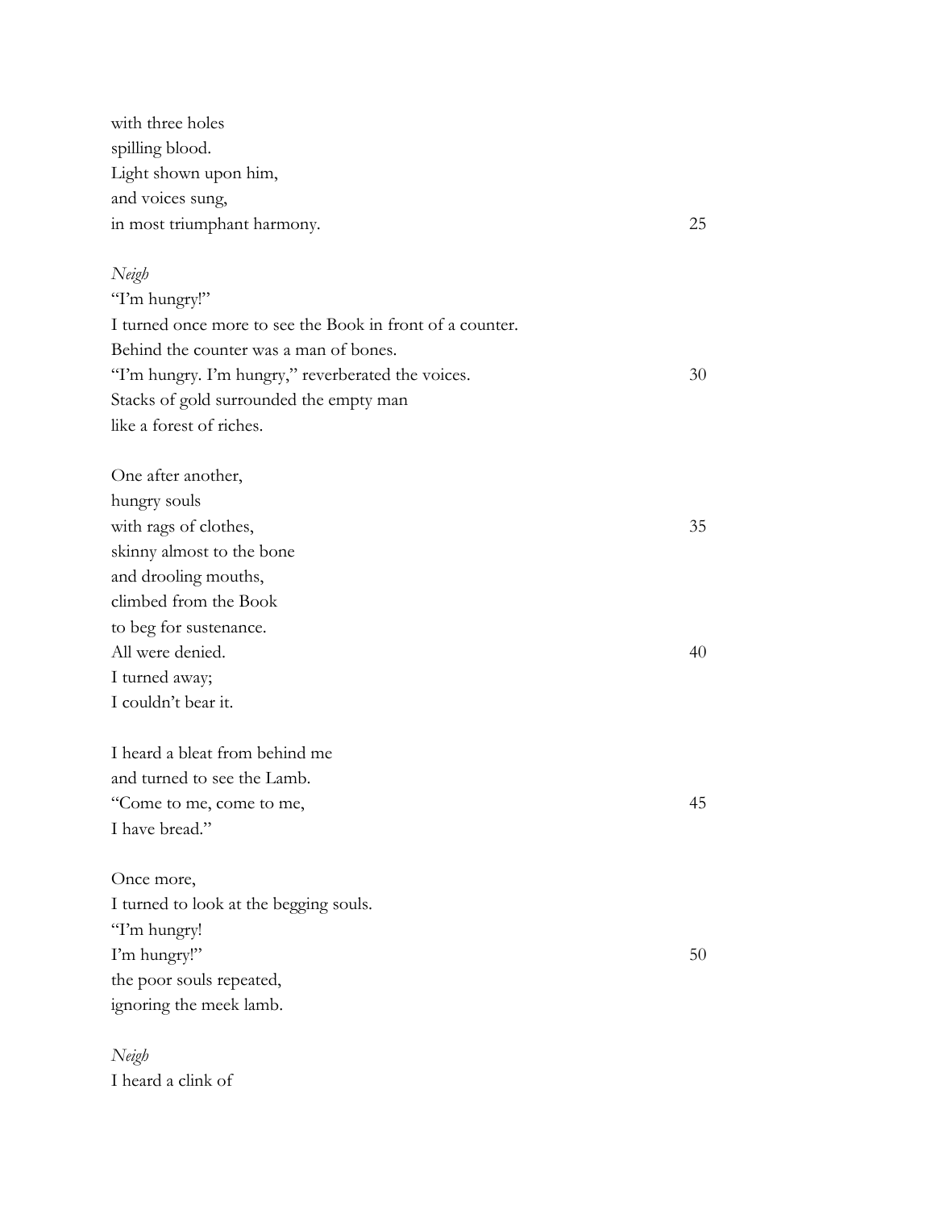with three holes
spilling blood.
Light shown upon him,
and voices sung,
in most triumphant harmony.

*Neigh*
"I'm hungry!"
I turned once more to see the Book in front of a counter.
Behind the counter was a man of bones.
"I'm hungry. I'm hungry," reverberated the voices.
Stacks of gold surrounded the empty man
like a forest of riches.

One after another,
hungry souls
with rags of clothes,
skinny almost to the bone
and drooling mouths,
climbed from the Book
to beg for sustenance.
All were denied.
I turned away;
I couldn't bear it.

I heard a bleat from behind me
and turned to see the Lamb.
"Come to me, come to me,
I have bread."

Once more,
I turned to look at the begging souls.
"I'm hungry!
I'm hungry!"
the poor souls repeated,
ignoring the meek lamb.

*Neigh*
I heard a clink of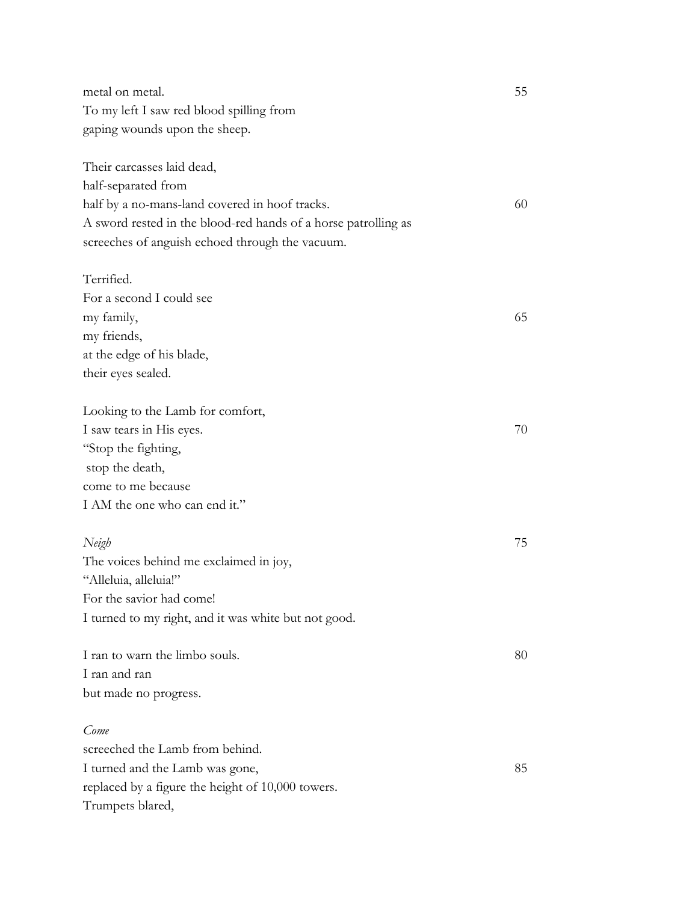metal on metal.  
To my left I saw red blood spilling from  
gaping wounds upon the sheep.

Their carcasses laid dead,  
half-separated from  
half by a no-mans-land covered in hoof tracks.  
A sword rested in the blood-red hands of a horse patrolling as  
screeches of anguish echoed through the vacuum.

Terrified.  
For a second I could see  
my family,  
my friends,  
at the edge of his blade,  
their eyes sealed.

Looking to the Lamb for comfort,  
I saw tears in His eyes.  
"Stop the fighting,  
stop the death,  
come to me because  
I AM the one who can end it."

*Neigh*  
The voices behind me exclaimed in joy,  
"Alleluia, alleluia!"  
For the savior had come!  
I turned to my right, and it was white but not good.

I ran to warn the limbo souls.  
I ran and ran  
but made no progress.

*Come*  
screeched the Lamb from behind.  
I turned and the Lamb was gone,  
replaced by a figure the height of 10,000 towers.  
Trumpets blared,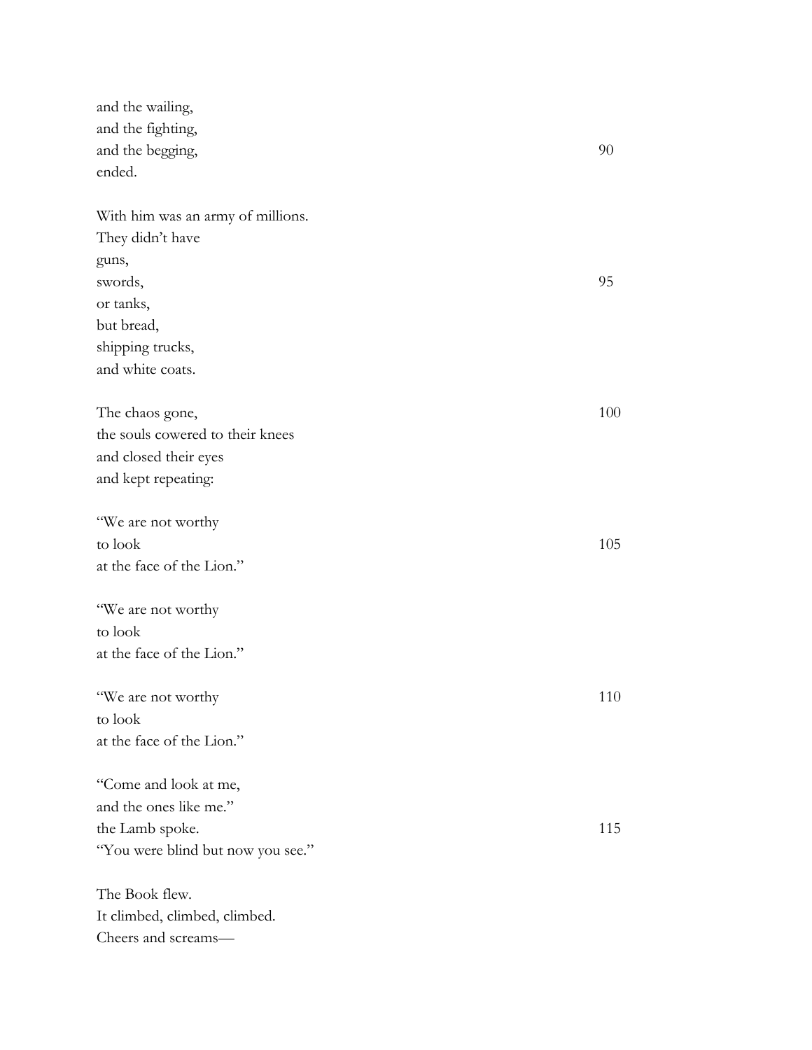and the wailing,
and the fighting,
and the begging, 90
ended.

With him was an army of millions.
They didn't have
guns,
swords, 95
or tanks,
but bread,
shipping trucks,
and white coats.

The chaos gone, 100
the souls cowered to their knees
and closed their eyes
and kept repeating:

"We are not worthy
to look 105
at the face of the Lion."

"We are not worthy
to look
at the face of the Lion."

"We are not worthy 110
to look
at the face of the Lion."

"Come and look at me,
and the ones like me."
the Lamb spoke. 115
"You were blind but now you see."

The Book flew.
It climbed, climbed, climbed.
Cheers and screams—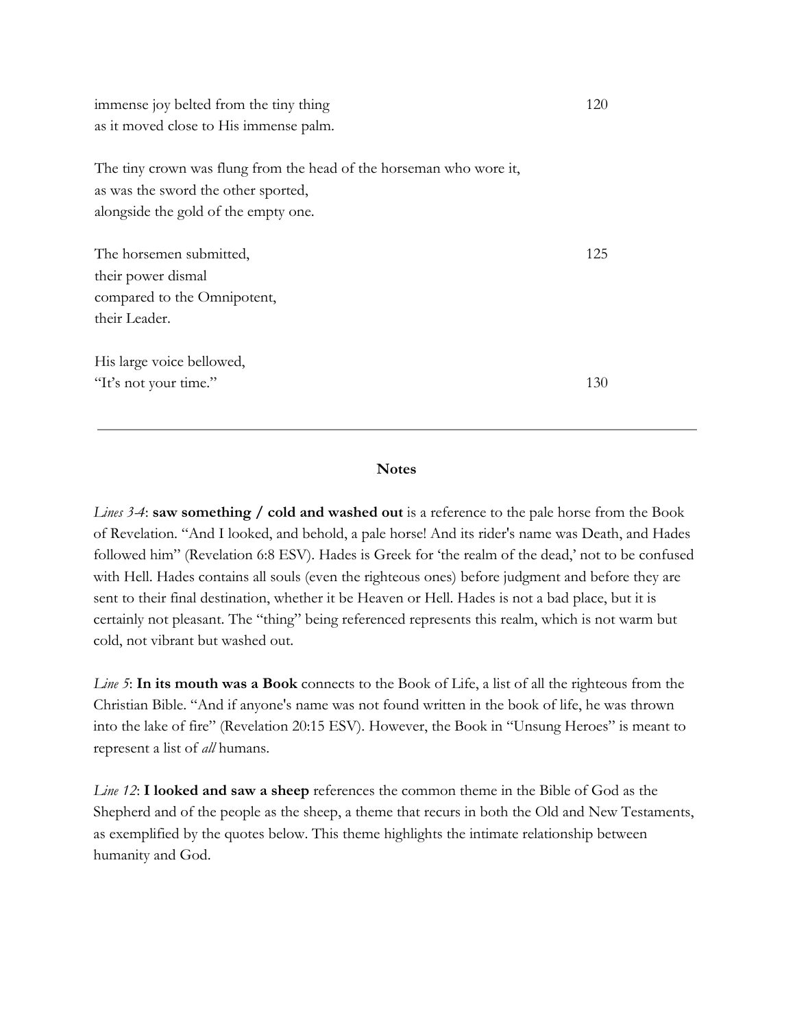immense joy belted from the tiny thing 120
as it moved close to His immense palm.

The tiny crown was flung from the head of the horseman who wore it,
as was the sword the other sported,
alongside the gold of the empty one.

The horsemen submitted, 125
their power dismal
compared to the Omnipotent,
their Leader.

His large voice bellowed,
"It's not your time." 130

---

**Notes**

*Lines 3-4*: **saw something / cold and washed out** is a reference to the pale horse from the Book of Revelation. "And I looked, and behold, a pale horse! And its rider's name was Death, and Hades followed him" (Revelation 6:8 ESV). Hades is Greek for 'the realm of the dead,' not to be confused with Hell. Hades contains all souls (even the righteous ones) before judgment and before they are sent to their final destination, whether it be Heaven or Hell. Hades is not a bad place, but it is certainly not pleasant. The "thing" being referenced represents this realm, which is not warm but cold, not vibrant but washed out.

*Line 5*: **In its mouth was a Book** connects to the Book of Life, a list of all the righteous from the Christian Bible. "And if anyone's name was not found written in the book of life, he was thrown into the lake of fire" (Revelation 20:15 ESV). However, the Book in "Unsung Heroes" is meant to represent a list of *all* humans.

*Line 12*: **I looked and saw a sheep** references the common theme in the Bible of God as the Shepherd and of the people as the sheep, a theme that recurs in both the Old and New Testaments, as exemplified by the quotes below. This theme highlights the intimate relationship between humanity and God.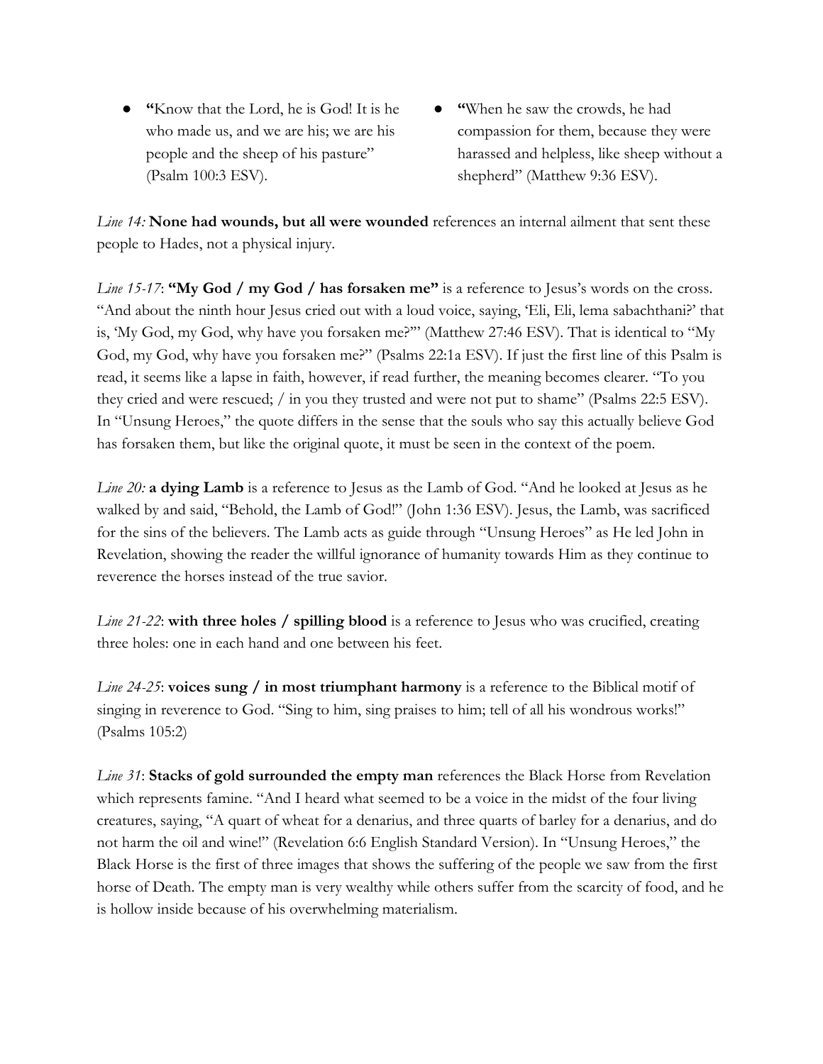- **"**Know that the Lord, he is God! It is he who made us, and we are his; we are his people and the sheep of his pasture" (Psalm 100:3 ESV).
- **"**When he saw the crowds, he had compassion for them, because they were harassed and helpless, like sheep without a shepherd" (Matthew 9:36 ESV).

*Line 14:* **None had wounds, but all were wounded** references an internal ailment that sent these people to Hades, not a physical injury.

*Line 15-17*: **"My God / my God / has forsaken me"** is a reference to Jesus's words on the cross. "And about the ninth hour Jesus cried out with a loud voice, saying, 'Eli, Eli, lema sabachthani?' that is, 'My God, my God, why have you forsaken me?'" (Matthew 27:46 ESV). That is identical to "My God, my God, why have you forsaken me?" (Psalms 22:1a ESV). If just the first line of this Psalm is read, it seems like a lapse in faith, however, if read further, the meaning becomes clearer. "To you they cried and were rescued; / in you they trusted and were not put to shame" (Psalms 22:5 ESV). In "Unsung Heroes," the quote differs in the sense that the souls who say this actually believe God has forsaken them, but like the original quote, it must be seen in the context of the poem.

*Line 20:* **a dying Lamb** is a reference to Jesus as the Lamb of God. "And he looked at Jesus as he walked by and said, "Behold, the Lamb of God!" (John 1:36 ESV). Jesus, the Lamb, was sacrificed for the sins of the believers. The Lamb acts as guide through "Unsung Heroes" as He led John in Revelation, showing the reader the willful ignorance of humanity towards Him as they continue to reverence the horses instead of the true savior.

*Line 21-22*: **with three holes / spilling blood** is a reference to Jesus who was crucified, creating three holes: one in each hand and one between his feet.

*Line 24-25*: **voices sung / in most triumphant harmony** is a reference to the Biblical motif of singing in reverence to God. "Sing to him, sing praises to him; tell of all his wondrous works!" (Psalms 105:2)

*Line 31*: **Stacks of gold surrounded the empty man** references the Black Horse from Revelation which represents famine. "And I heard what seemed to be a voice in the midst of the four living creatures, saying, "A quart of wheat for a denarius, and three quarts of barley for a denarius, and do not harm the oil and wine!" (Revelation 6:6 English Standard Version). In "Unsung Heroes," the Black Horse is the first of three images that shows the suffering of the people we saw from the first horse of Death. The empty man is very wealthy while others suffer from the scarcity of food, and he is hollow inside because of his overwhelming materialism.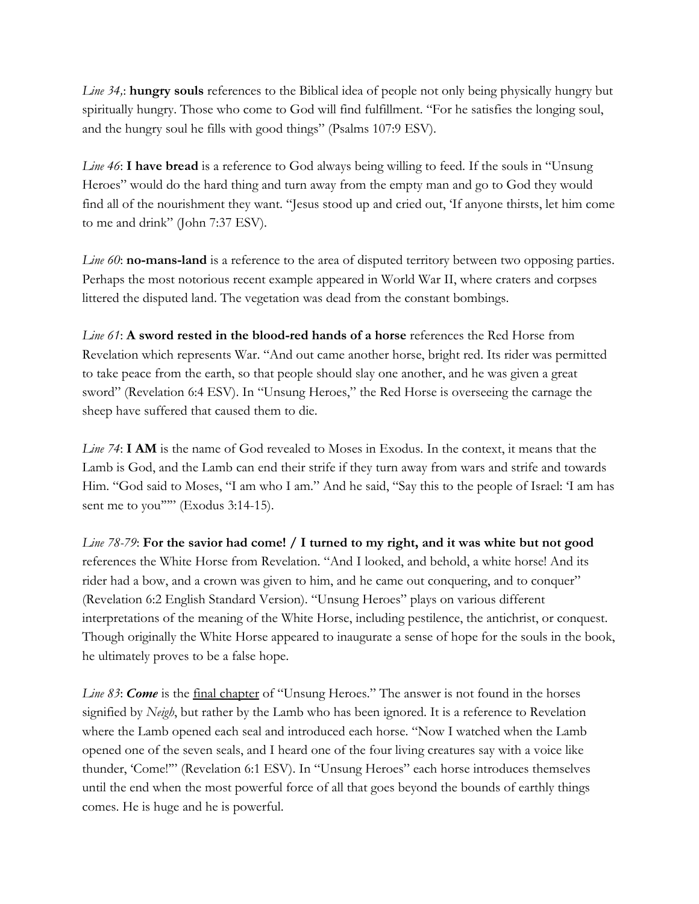*Line 34,*: **hungry souls** references to the Biblical idea of people not only being physically hungry but spiritually hungry. Those who come to God will find fulfillment. "For he satisfies the longing soul, and the hungry soul he fills with good things" (Psalms 107:9 ESV).

*Line 46*: **I have bread** is a reference to God always being willing to feed. If the souls in "Unsung Heroes" would do the hard thing and turn away from the empty man and go to God they would find all of the nourishment they want. "Jesus stood up and cried out, 'If anyone thirsts, let him come to me and drink" (John 7:37 ESV).

*Line 60*: **no-mans-land** is a reference to the area of disputed territory between two opposing parties. Perhaps the most notorious recent example appeared in World War II, where craters and corpses littered the disputed land. The vegetation was dead from the constant bombings.

*Line 61*: **A sword rested in the blood-red hands of a horse** references the Red Horse from Revelation which represents War. "And out came another horse, bright red. Its rider was permitted to take peace from the earth, so that people should slay one another, and he was given a great sword" (Revelation 6:4 ESV). In "Unsung Heroes," the Red Horse is overseeing the carnage the sheep have suffered that caused them to die.

*Line 74*: **I AM** is the name of God revealed to Moses in Exodus. In the context, it means that the Lamb is God, and the Lamb can end their strife if they turn away from wars and strife and towards Him. "God said to Moses, "I am who I am." And he said, "Say this to the people of Israel: 'I am has sent me to you"'" (Exodus 3:14-15).

*Line 78-79*: **For the savior had come! / I turned to my right, and it was white but not good** references the White Horse from Revelation. "And I looked, and behold, a white horse! And its rider had a bow, and a crown was given to him, and he came out conquering, and to conquer" (Revelation 6:2 English Standard Version). "Unsung Heroes" plays on various different interpretations of the meaning of the White Horse, including pestilence, the antichrist, or conquest. Though originally the White Horse appeared to inaugurate a sense of hope for the souls in the book, he ultimately proves to be a false hope.

*Line 83*: ***Come*** is the <u>final chapter</u> of "Unsung Heroes." The answer is not found in the horses signified by *Neigh*, but rather by the Lamb who has been ignored. It is a reference to Revelation where the Lamb opened each seal and introduced each horse. "Now I watched when the Lamb opened one of the seven seals, and I heard one of the four living creatures say with a voice like thunder, 'Come!'" (Revelation 6:1 ESV). In "Unsung Heroes" each horse introduces themselves until the end when the most powerful force of all that goes beyond the bounds of earthly things comes. He is huge and he is powerful.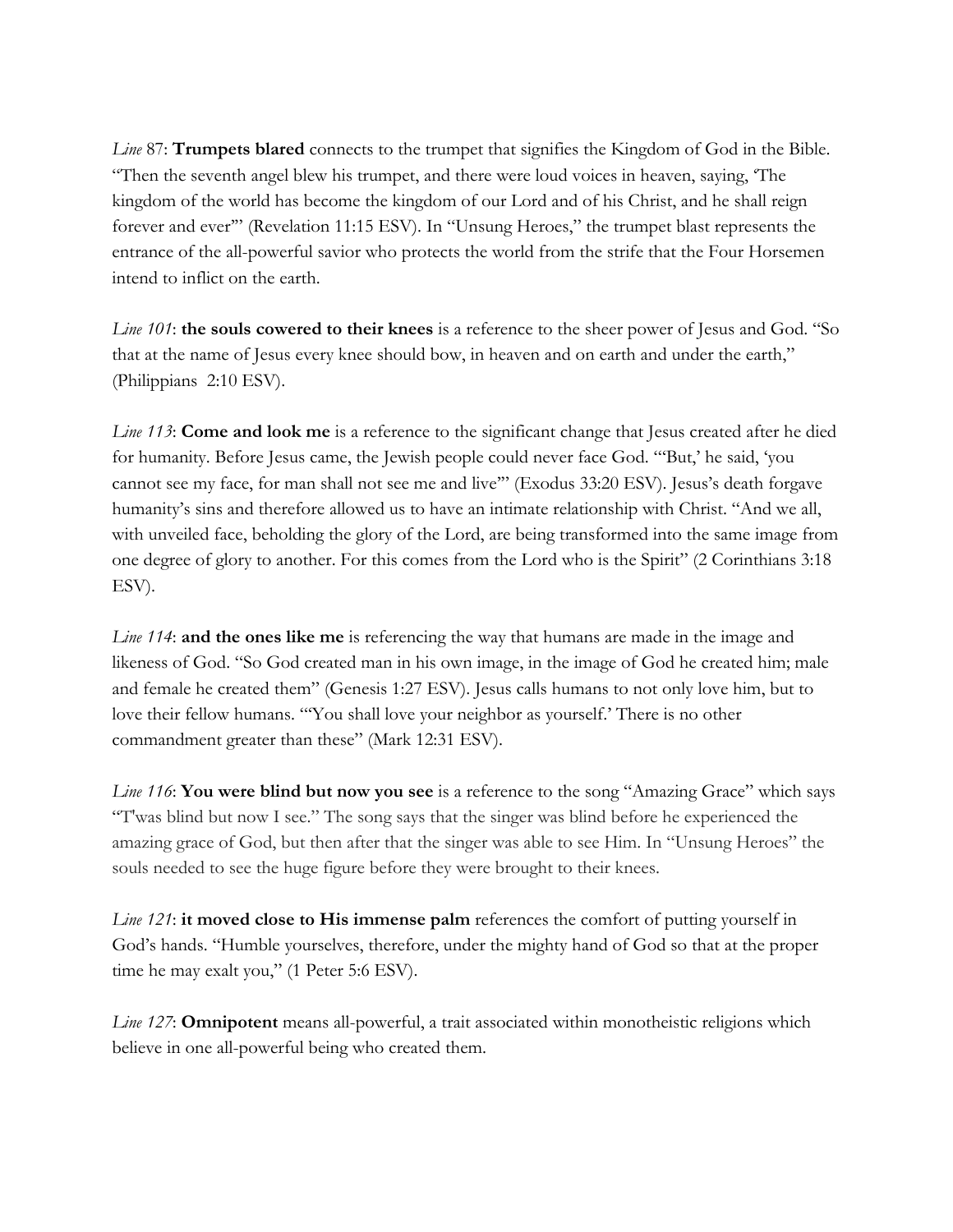*Line* 87: **Trumpets blared** connects to the trumpet that signifies the Kingdom of God in the Bible. "Then the seventh angel blew his trumpet, and there were loud voices in heaven, saying, 'The kingdom of the world has become the kingdom of our Lord and of his Christ, and he shall reign forever and ever'" (Revelation 11:15 ESV). In "Unsung Heroes," the trumpet blast represents the entrance of the all-powerful savior who protects the world from the strife that the Four Horsemen intend to inflict on the earth.

*Line 101*: **the souls cowered to their knees** is a reference to the sheer power of Jesus and God. "So that at the name of Jesus every knee should bow, in heaven and on earth and under the earth," (Philippians 2:10 ESV).

*Line 113*: **Come and look me** is a reference to the significant change that Jesus created after he died for humanity. Before Jesus came, the Jewish people could never face God. "'But,' he said, 'you cannot see my face, for man shall not see me and live'" (Exodus 33:20 ESV). Jesus's death forgave humanity's sins and therefore allowed us to have an intimate relationship with Christ. "And we all, with unveiled face, beholding the glory of the Lord, are being transformed into the same image from one degree of glory to another. For this comes from the Lord who is the Spirit" (2 Corinthians 3:18 ESV).

*Line 114*: **and the ones like me** is referencing the way that humans are made in the image and likeness of God. "So God created man in his own image, in the image of God he created him; male and female he created them" (Genesis 1:27 ESV). Jesus calls humans to not only love him, but to love their fellow humans. "'You shall love your neighbor as yourself.' There is no other commandment greater than these" (Mark 12:31 ESV).

*Line 116*: **You were blind but now you see** is a reference to the song "Amazing Grace" which says "T'was blind but now I see." The song says that the singer was blind before he experienced the amazing grace of God, but then after that the singer was able to see Him. In "Unsung Heroes" the souls needed to see the huge figure before they were brought to their knees.

*Line 121*: **it moved close to His immense palm** references the comfort of putting yourself in God's hands. "Humble yourselves, therefore, under the mighty hand of God so that at the proper time he may exalt you," (1 Peter 5:6 ESV).

*Line 127*: **Omnipotent** means all-powerful, a trait associated within monotheistic religions which believe in one all-powerful being who created them.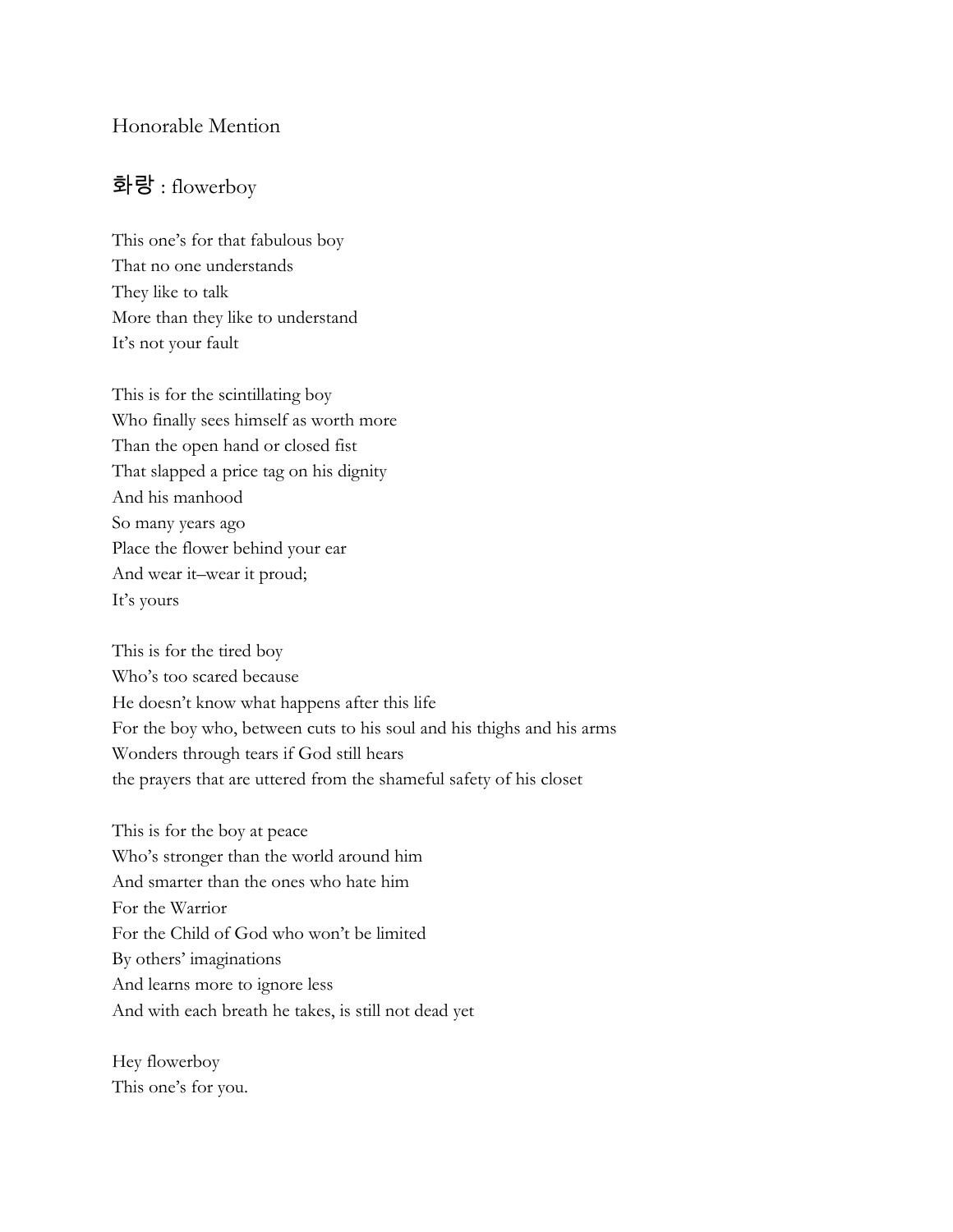Honorable Mention

## 화랑 : flowerboy

This one's for that fabulous boy  
That no one understands  
They like to talk  
More than they like to understand  
It's not your fault

This is for the scintillating boy  
Who finally sees himself as worth more  
Than the open hand or closed fist  
That slapped a price tag on his dignity  
And his manhood  
So many years ago  
Place the flower behind your ear  
And wear it–wear it proud;  
It's yours

This is for the tired boy  
Who's too scared because  
He doesn't know what happens after this life  
For the boy who, between cuts to his soul and his thighs and his arms  
Wonders through tears if God still hears  
the prayers that are uttered from the shameful safety of his closet

This is for the boy at peace  
Who's stronger than the world around him  
And smarter than the ones who hate him  
For the Warrior  
For the Child of God who won't be limited  
By others' imaginations  
And learns more to ignore less  
And with each breath he takes, is still not dead yet

Hey flowerboy  
This one's for you.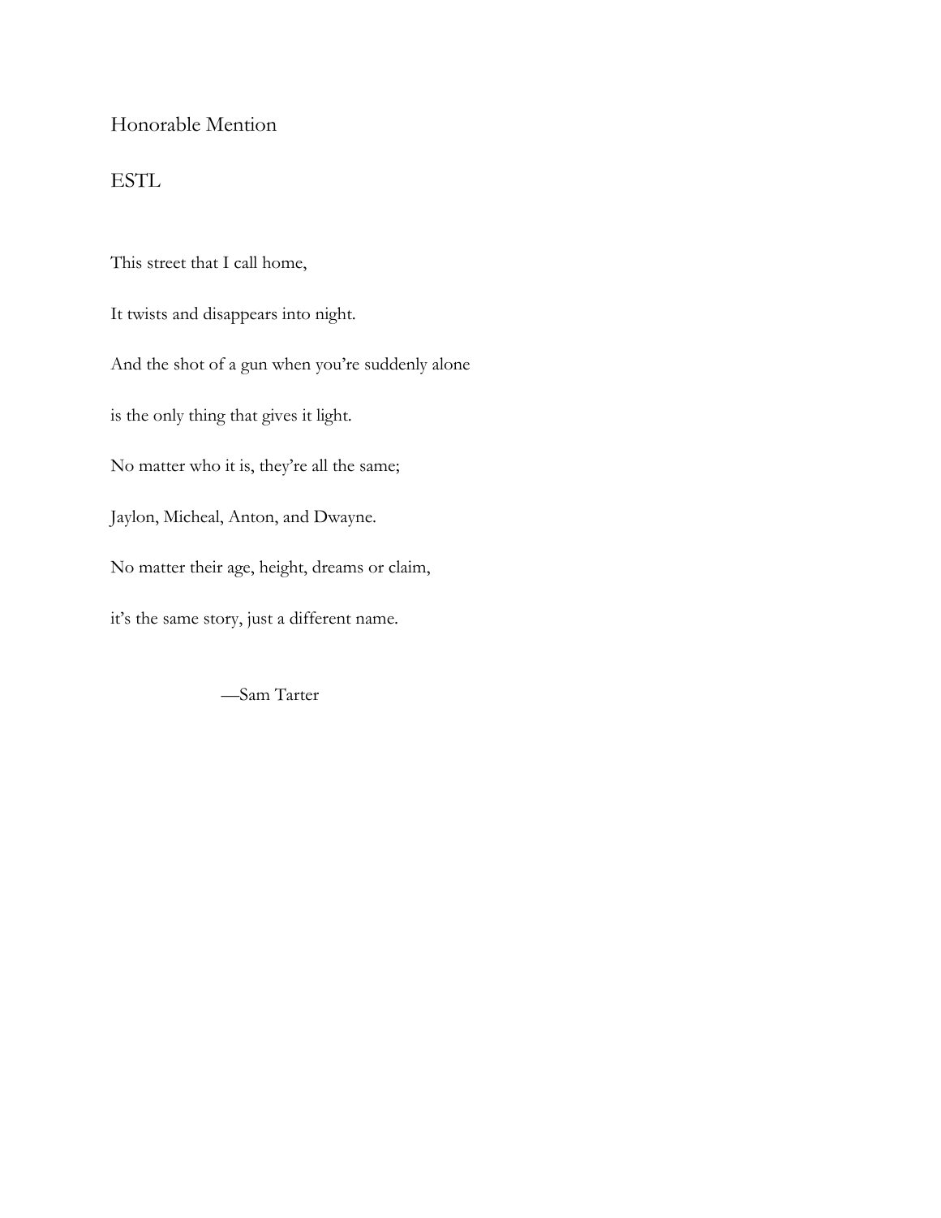Honorable Mention

## ESTL

This street that I call home,

It twists and disappears into night.

And the shot of a gun when you're suddenly alone

is the only thing that gives it light.

No matter who it is, they're all the same;

Jaylon, Micheal, Anton, and Dwayne.

No matter their age, height, dreams or claim,

it's the same story, just a different name.

—Sam Tarter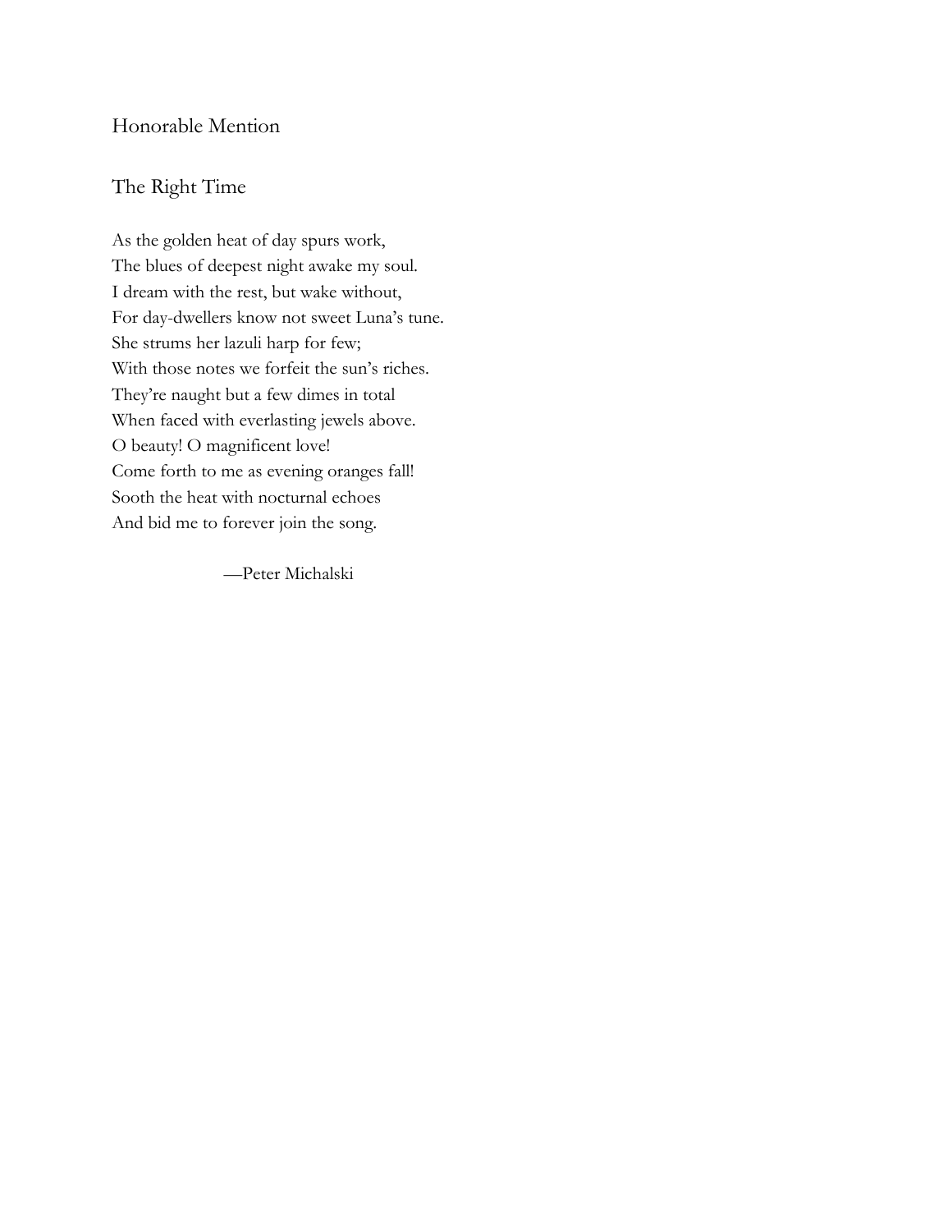Honorable Mention

## The Right Time

As the golden heat of day spurs work,
The blues of deepest night awake my soul.
I dream with the rest, but wake without,
For day-dwellers know not sweet Luna's tune.
She strums her lazuli harp for few;
With those notes we forfeit the sun's riches.
They're naught but a few dimes in total
When faced with everlasting jewels above.
O beauty! O magnificent love!
Come forth to me as evening oranges fall!
Sooth the heat with nocturnal echoes
And bid me to forever join the song.

—Peter Michalski